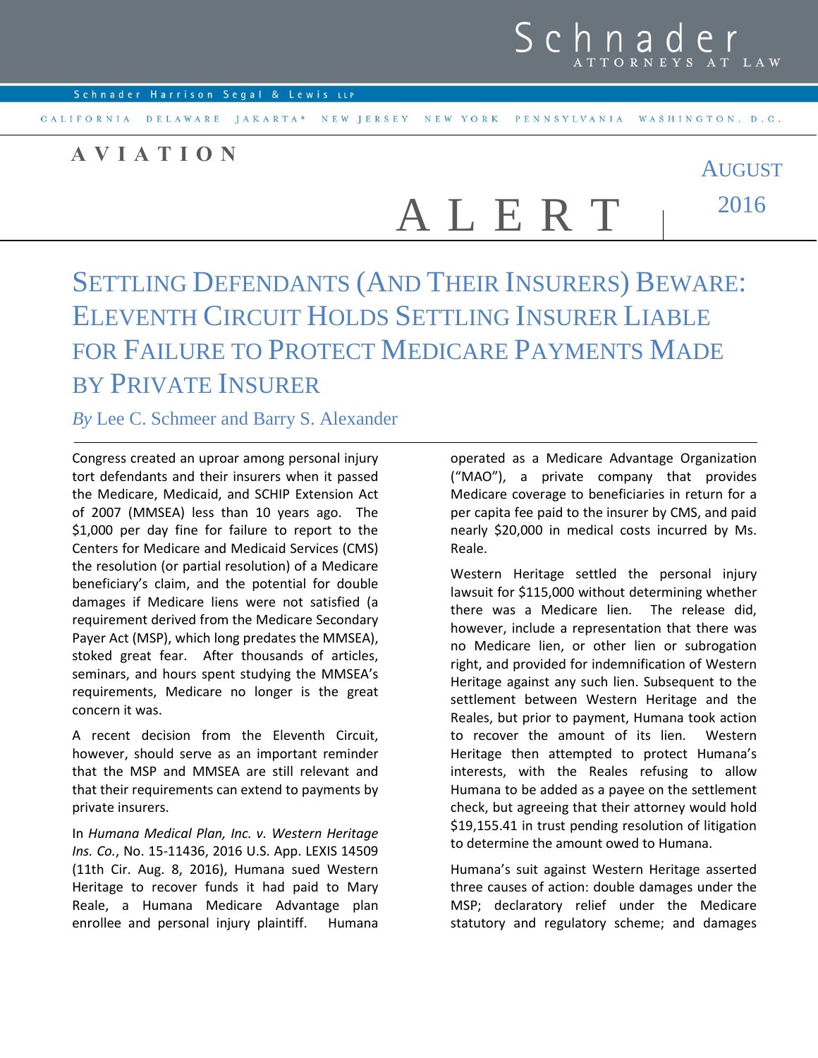# Schnader ATTORNEYS AT LAW

Schnader Harrison Segal & Lewis LLP

CALIFORNIA DELAWARE JAKARTA* NEW JERSEY NEW YORK PENNSYLVANIA WASHINGTON, D.C.

**AVIATION**

# ALERT

AUGUST 2016

## SETTLING DEFENDANTS (AND THEIR INSURERS) BEWARE: ELEVENTH CIRCUIT HOLDS SETTLING INSURER LIABLE FOR FAILURE TO PROTECT MEDICARE PAYMENTS MADE BY PRIVATE INSURER

*By* Lee C. Schmeer and Barry S. Alexander

Congress created an uproar among personal injury tort defendants and their insurers when it passed the Medicare, Medicaid, and SCHIP Extension Act of 2007 (MMSEA) less than 10 years ago. The $1,000 per day fine for failure to report to the Centers for Medicare and Medicaid Services (CMS) the resolution (or partial resolution) of a Medicare beneficiary's claim, and the potential for double damages if Medicare liens were not satisfied (a requirement derived from the Medicare Secondary Payer Act (MSP), which long predates the MMSEA), stoked great fear. After thousands of articles, seminars, and hours spent studying the MMSEA's requirements, Medicare no longer is the great concern it was.

A recent decision from the Eleventh Circuit, however, should serve as an important reminder that the MSP and MMSEA are still relevant and that their requirements can extend to payments by private insurers.

In *Humana Medical Plan, Inc. v. Western Heritage Ins. Co.*, No. 15-11436, 2016 U.S. App. LEXIS 14509 (11th Cir. Aug. 8, 2016), Humana sued Western Heritage to recover funds it had paid to Mary Reale, a Humana Medicare Advantage plan enrollee and personal injury plaintiff. Humana operated as a Medicare Advantage Organization ("MAO"), a private company that provides Medicare coverage to beneficiaries in return for a per capita fee paid to the insurer by CMS, and paid nearly $20,000 in medical costs incurred by Ms. Reale.

Western Heritage settled the personal injury lawsuit for $115,000 without determining whether there was a Medicare lien. The release did, however, include a representation that there was no Medicare lien, or other lien or subrogation right, and provided for indemnification of Western Heritage against any such lien. Subsequent to the settlement between Western Heritage and the Reales, but prior to payment, Humana took action to recover the amount of its lien. Western Heritage then attempted to protect Humana's interests, with the Reales refusing to allow Humana to be added as a payee on the settlement check, but agreeing that their attorney would hold $19,155.41 in trust pending resolution of litigation to determine the amount owed to Humana.

Humana's suit against Western Heritage asserted three causes of action: double damages under the MSP; declaratory relief under the Medicare statutory and regulatory scheme; and damages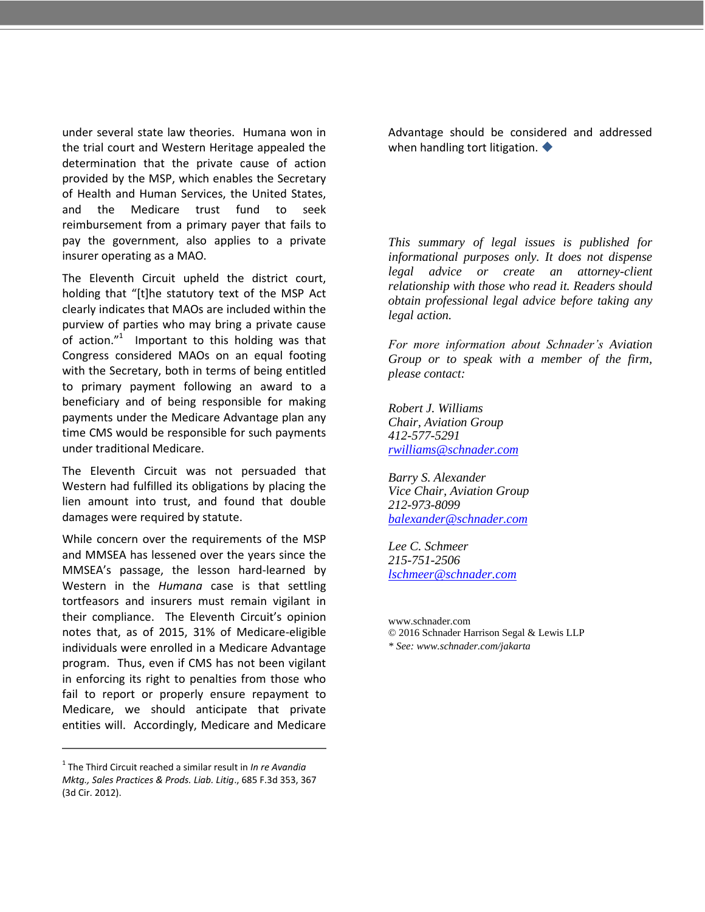under several state law theories. Humana won in the trial court and Western Heritage appealed the determination that the private cause of action provided by the MSP, which enables the Secretary of Health and Human Services, the United States, and the Medicare trust fund to seek reimbursement from a primary payer that fails to pay the government, also applies to a private insurer operating as a MAO.

The Eleventh Circuit upheld the district court, holding that "[t]he statutory text of the MSP Act clearly indicates that MAOs are included within the purview of parties who may bring a private cause of action."[1] Important to this holding was that Congress considered MAOs on an equal footing with the Secretary, both in terms of being entitled to primary payment following an award to a beneficiary and of being responsible for making payments under the Medicare Advantage plan any time CMS would be responsible for such payments under traditional Medicare.

The Eleventh Circuit was not persuaded that Western had fulfilled its obligations by placing the lien amount into trust, and found that double damages were required by statute.

While concern over the requirements of the MSP and MMSEA has lessened over the years since the MMSEA's passage, the lesson hard-learned by Western in the *Humana* case is that settling tortfeasors and insurers must remain vigilant in their compliance. The Eleventh Circuit's opinion notes that, as of 2015, 31% of Medicare-eligible individuals were enrolled in a Medicare Advantage program. Thus, even if CMS has not been vigilant in enforcing its right to penalties from those who fail to report or properly ensure repayment to Medicare, we should anticipate that private entities will. Accordingly, Medicare and Medicare Advantage should be considered and addressed when handling tort litigation. ◆

[1] The Third Circuit reached a similar result in *In re Avandia Mktg., Sales Practices & Prods. Liab. Litig*., 685 F.3d 353, 367 (3d Cir. 2012).

*This summary of legal issues is published for informational purposes only. It does not dispense legal advice or create an attorney-client relationship with those who read it. Readers should obtain professional legal advice before taking any legal action.*

*For more information about Schnader's Aviation Group or to speak with a member of the firm, please contact:*

*Robert J. Williams*
*Chair, Aviation Group*
*412-577-5291*
*rwilliams@schnader.com*

*Barry S. Alexander*
*Vice Chair, Aviation Group*
*212-973-8099*
*balexander@schnader.com*

*Lee C. Schmeer*
*215-751-2506*
*lschmeer@schnader.com*

www.schnader.com
© 2016 Schnader Harrison Segal & Lewis LLP
*\* See: www.schnader.com/jakarta*